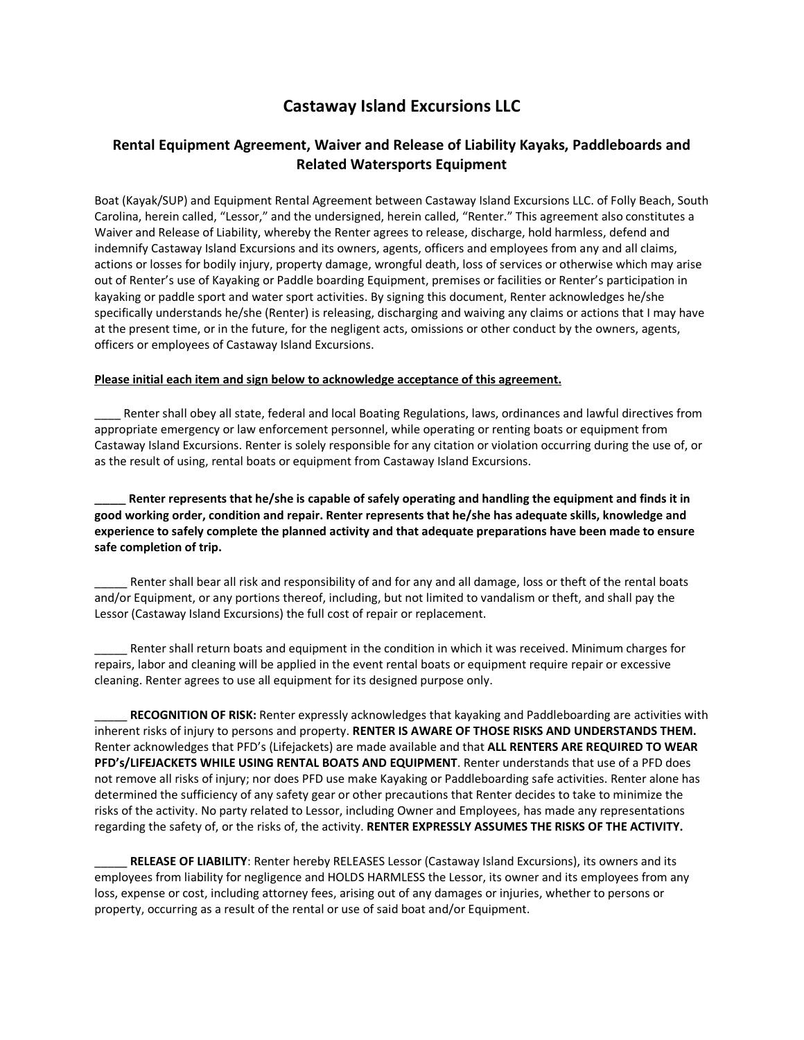# Castaway Island Excursions LLC

## Rental Equipment Agreement, Waiver and Release of Liability Kayaks, Paddleboards and Related Watersports Equipment

Boat (Kayak/SUP) and Equipment Rental Agreement between Castaway Island Excursions LLC. of Folly Beach, South Carolina, herein called, "Lessor," and the undersigned, herein called, "Renter." This agreement also constitutes a Waiver and Release of Liability, whereby the Renter agrees to release, discharge, hold harmless, defend and indemnify Castaway Island Excursions and its owners, agents, officers and employees from any and all claims, actions or losses for bodily injury, property damage, wrongful death, loss of services or otherwise which may arise out of Renter's use of Kayaking or Paddle boarding Equipment, premises or facilities or Renter's participation in kayaking or paddle sport and water sport activities. By signing this document, Renter acknowledges he/she specifically understands he/she (Renter) is releasing, discharging and waiving any claims or actions that I may have at the present time, or in the future, for the negligent acts, omissions or other conduct by the owners, agents, officers or employees of Castaway Island Excursions.

**<u>Please initial each item and sign below to acknowledge acceptance of this agreement.</u>**

____ Renter shall obey all state, federal and local Boating Regulations, laws, ordinances and lawful directives from appropriate emergency or law enforcement personnel, while operating or renting boats or equipment from Castaway Island Excursions. Renter is solely responsible for any citation or violation occurring during the use of, or as the result of using, rental boats or equipment from Castaway Island Excursions.

**_____ Renter represents that he/she is capable of safely operating and handling the equipment and finds it in good working order, condition and repair. Renter represents that he/she has adequate skills, knowledge and experience to safely complete the planned activity and that adequate preparations have been made to ensure safe completion of trip.**

_____ Renter shall bear all risk and responsibility of and for any and all damage, loss or theft of the rental boats and/or Equipment, or any portions thereof, including, but not limited to vandalism or theft, and shall pay the Lessor (Castaway Island Excursions) the full cost of repair or replacement.

_____ Renter shall return boats and equipment in the condition in which it was received. Minimum charges for repairs, labor and cleaning will be applied in the event rental boats or equipment require repair or excessive cleaning. Renter agrees to use all equipment for its designed purpose only.

_____ **RECOGNITION OF RISK:** Renter expressly acknowledges that kayaking and Paddleboarding are activities with inherent risks of injury to persons and property. **RENTER IS AWARE OF THOSE RISKS AND UNDERSTANDS THEM.** Renter acknowledges that PFD's (Lifejackets) are made available and that **ALL RENTERS ARE REQUIRED TO WEAR PFD's/LIFEJACKETS WHILE USING RENTAL BOATS AND EQUIPMENT**. Renter understands that use of a PFD does not remove all risks of injury; nor does PFD use make Kayaking or Paddleboarding safe activities. Renter alone has determined the sufficiency of any safety gear or other precautions that Renter decides to take to minimize the risks of the activity. No party related to Lessor, including Owner and Employees, has made any representations regarding the safety of, or the risks of, the activity. **RENTER EXPRESSLY ASSUMES THE RISKS OF THE ACTIVITY.**

_____ **RELEASE OF LIABILITY**: Renter hereby RELEASES Lessor (Castaway Island Excursions), its owners and its employees from liability for negligence and HOLDS HARMLESS the Lessor, its owner and its employees from any loss, expense or cost, including attorney fees, arising out of any damages or injuries, whether to persons or property, occurring as a result of the rental or use of said boat and/or Equipment.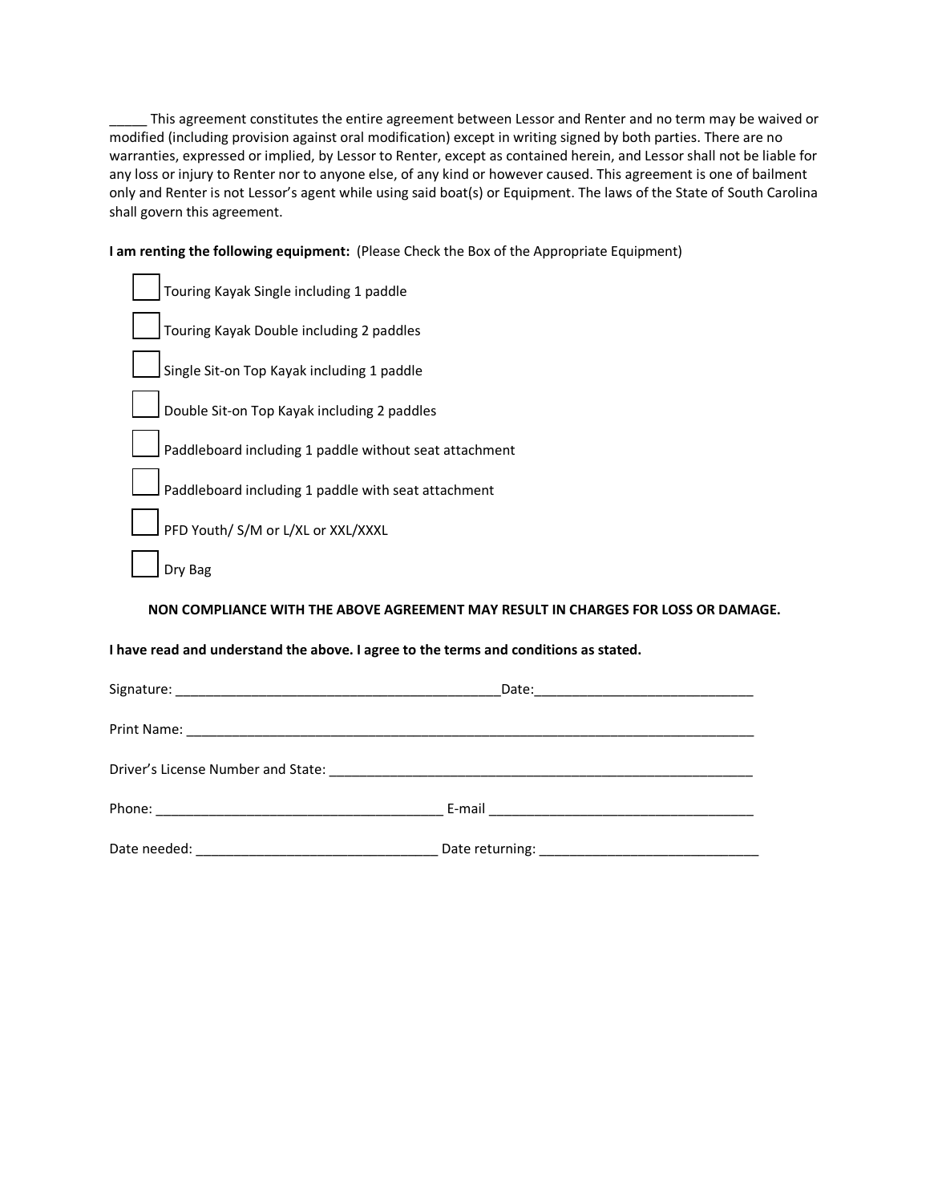_____ This agreement constitutes the entire agreement between Lessor and Renter and no term may be waived or modified (including provision against oral modification) except in writing signed by both parties. There are no warranties, expressed or implied, by Lessor to Renter, except as contained herein, and Lessor shall not be liable for any loss or injury to Renter nor to anyone else, of any kind or however caused. This agreement is one of bailment only and Renter is not Lessor's agent while using said boat(s) or Equipment. The laws of the State of South Carolina shall govern this agreement.

**I am renting the following equipment:** (Please Check the Box of the Appropriate Equipment)

- ☐ Touring Kayak Single including 1 paddle
- ☐ Touring Kayak Double including 2 paddles
- ☐ Single Sit-on Top Kayak including 1 paddle
- ☐ Double Sit-on Top Kayak including 2 paddles
- ☐ Paddleboard including 1 paddle without seat attachment
- ☐ Paddleboard including 1 paddle with seat attachment
- ☐ PFD Youth/ S/M or L/XL or XXL/XXXL
- ☐ Dry Bag

**NON COMPLIANCE WITH THE ABOVE AGREEMENT MAY RESULT IN CHARGES FOR LOSS OR DAMAGE.**

**I have read and understand the above. I agree to the terms and conditions as stated.**

Signature: ____________________________________________Date:_____________________________

Print Name: ________________________________________________________________________________

Driver's License Number and State: _________________________________________________________

Phone: ______________________________________ E-mail __________________________________

Date needed: ________________________________ Date returning: _____________________________